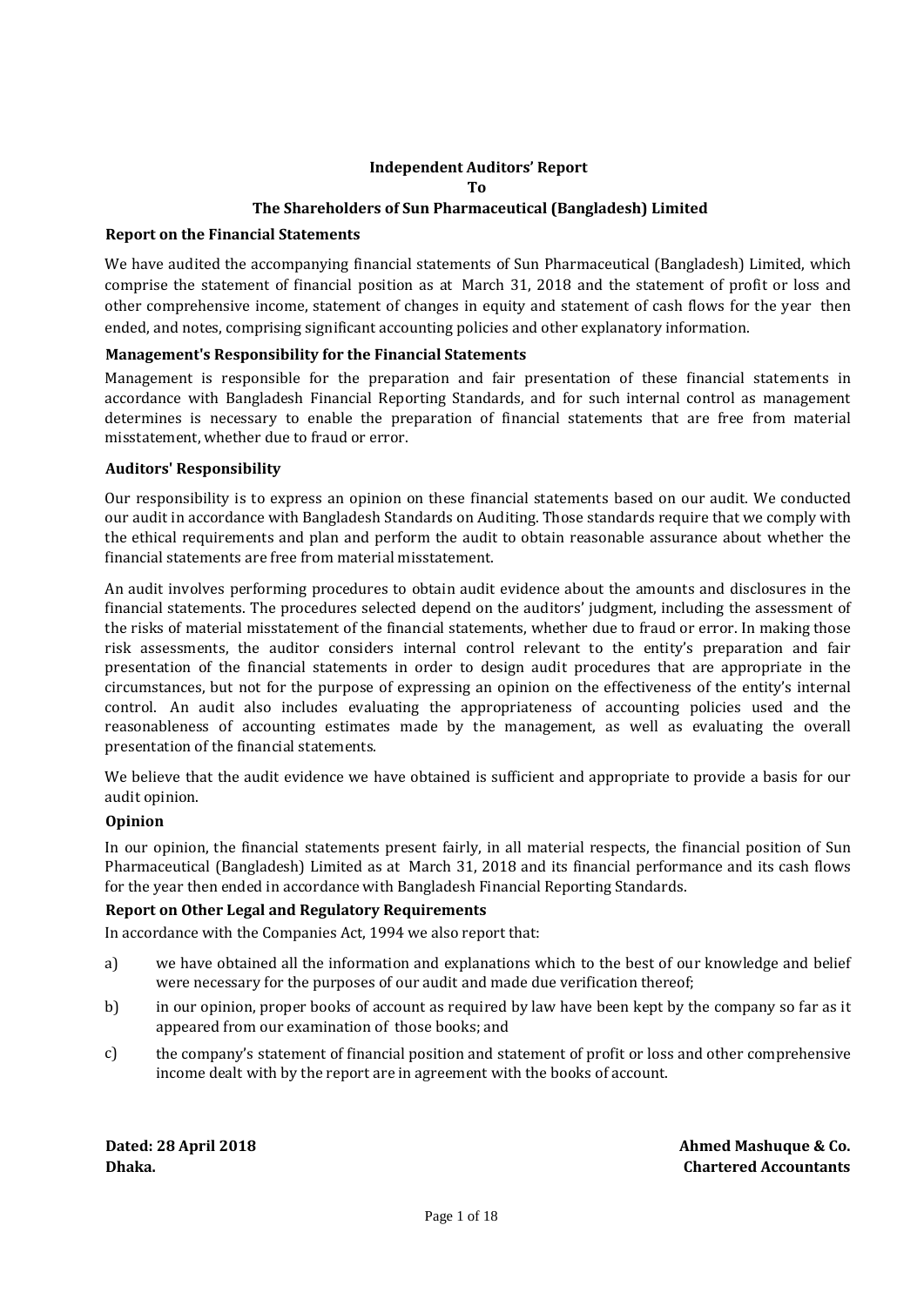# Independent Auditors' Report
## To
## The Shareholders of Sun Pharmaceutical (Bangladesh) Limited

### Report on the Financial Statements

We have audited the accompanying financial statements of Sun Pharmaceutical (Bangladesh) Limited, which comprise the statement of financial position as at March 31, 2018 and the statement of profit or loss and other comprehensive income, statement of changes in equity and statement of cash flows for the year then ended, and notes, comprising significant accounting policies and other explanatory information.

### Management's Responsibility for the Financial Statements

Management is responsible for the preparation and fair presentation of these financial statements in accordance with Bangladesh Financial Reporting Standards, and for such internal control as management determines is necessary to enable the preparation of financial statements that are free from material misstatement, whether due to fraud or error.

### Auditors' Responsibility

Our responsibility is to express an opinion on these financial statements based on our audit. We conducted our audit in accordance with Bangladesh Standards on Auditing. Those standards require that we comply with the ethical requirements and plan and perform the audit to obtain reasonable assurance about whether the financial statements are free from material misstatement.

An audit involves performing procedures to obtain audit evidence about the amounts and disclosures in the financial statements. The procedures selected depend on the auditors' judgment, including the assessment of the risks of material misstatement of the financial statements, whether due to fraud or error. In making those risk assessments, the auditor considers internal control relevant to the entity's preparation and fair presentation of the financial statements in order to design audit procedures that are appropriate in the circumstances, but not for the purpose of expressing an opinion on the effectiveness of the entity's internal control. An audit also includes evaluating the appropriateness of accounting policies used and the reasonableness of accounting estimates made by the management, as well as evaluating the overall presentation of the financial statements.

We believe that the audit evidence we have obtained is sufficient and appropriate to provide a basis for our audit opinion.

### Opinion

In our opinion, the financial statements present fairly, in all material respects, the financial position of Sun Pharmaceutical (Bangladesh) Limited as at March 31, 2018 and its financial performance and its cash flows for the year then ended in accordance with Bangladesh Financial Reporting Standards.

### Report on Other Legal and Regulatory Requirements

In accordance with the Companies Act, 1994 we also report that:

a) we have obtained all the information and explanations which to the best of our knowledge and belief were necessary for the purposes of our audit and made due verification thereof;

b) in our opinion, proper books of account as required by law have been kept by the company so far as it appeared from our examination of those books; and

c) the company's statement of financial position and statement of profit or loss and other comprehensive income dealt with by the report are in agreement with the books of account.

**Dated: 28 April 2018**
**Dhaka.**

**Ahmed Mashuque & Co.**
**Chartered Accountants**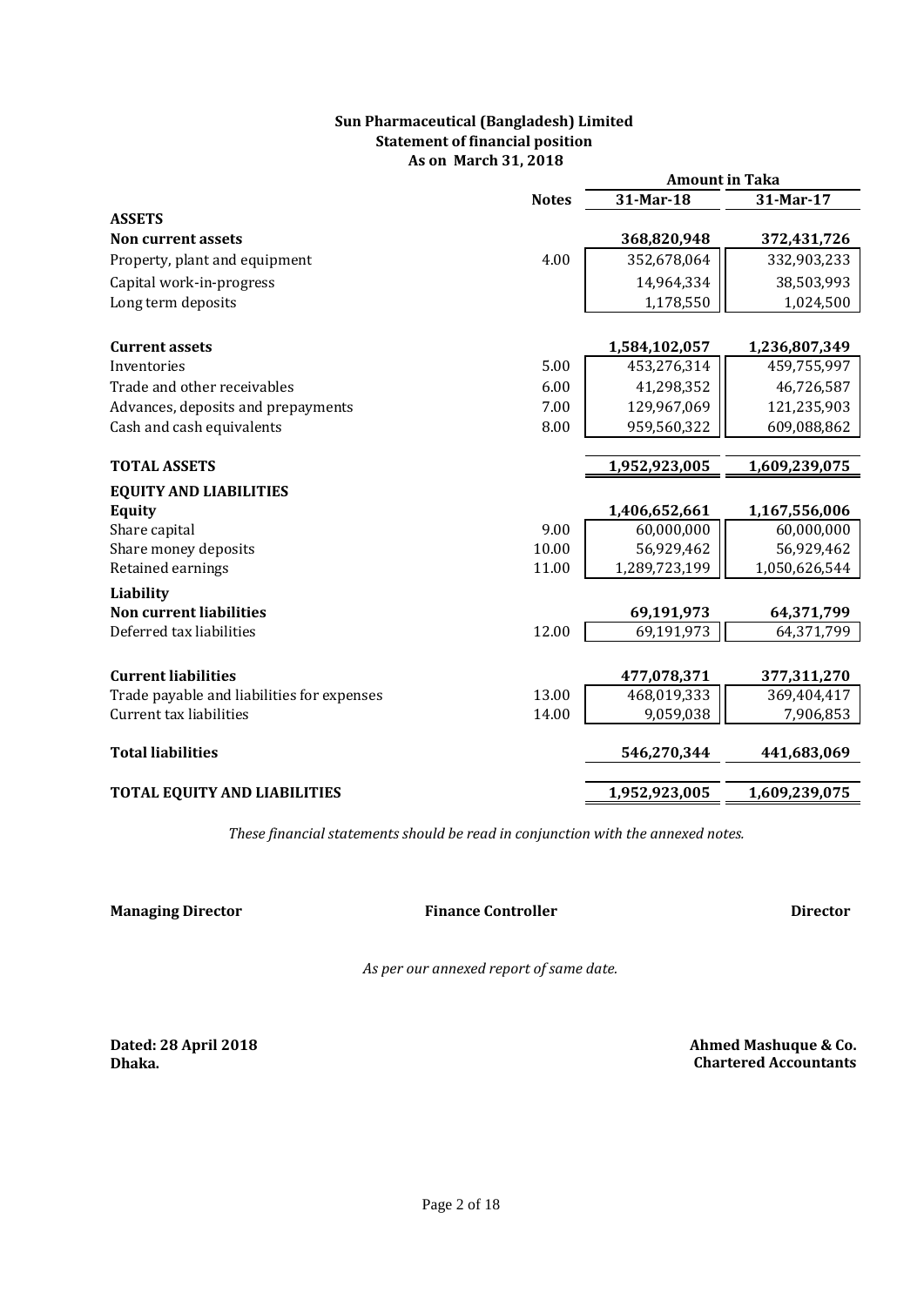**Sun Pharmaceutical (Bangladesh) Limited**
**Statement of financial position**
**As on March 31, 2018**

| | Notes | Amount in Taka | |
|---|---|---|---|
| | | **31-Mar-18** | **31-Mar-17** |
| **ASSETS** | | | |
| **Non current assets** | | **368,820,948** | **372,431,726** |
| Property, plant and equipment | 4.00 | 352,678,064 | 332,903,233 |
| Capital work-in-progress | | 14,964,334 | 38,503,993 |
| Long term deposits | | 1,178,550 | 1,024,500 |
| **Current assets** | | **1,584,102,057** | **1,236,807,349** |
| Inventories | 5.00 | 453,276,314 | 459,755,997 |
| Trade and other receivables | 6.00 | 41,298,352 | 46,726,587 |
| Advances, deposits and prepayments | 7.00 | 129,967,069 | 121,235,903 |
| Cash and cash equivalents | 8.00 | 959,560,322 | 609,088,862 |
| **TOTAL ASSETS** | | **1,952,923,005** | **1,609,239,075** |
| **EQUITY AND LIABILITIES** | | | |
| **Equity** | | **1,406,652,661** | **1,167,556,006** |
| Share capital | 9.00 | 60,000,000 | 60,000,000 |
| Share money deposits | 10.00 | 56,929,462 | 56,929,462 |
| Retained earnings | 11.00 | 1,289,723,199 | 1,050,626,544 |
| **Liability** | | | |
| **Non current liabilities** | | **69,191,973** | **64,371,799** |
| Deferred tax liabilities | 12.00 | 69,191,973 | 64,371,799 |
| **Current liabilities** | | **477,078,371** | **377,311,270** |
| Trade payable and liabilities for expenses | 13.00 | 468,019,333 | 369,404,417 |
| Current tax liabilities | 14.00 | 9,059,038 | 7,906,853 |
| **Total liabilities** | | **546,270,344** | **441,683,069** |
| **TOTAL EQUITY AND LIABILITIES** | | **1,952,923,005** | **1,609,239,075** |

*These financial statements should be read in conjunction with the annexed notes.*

**Managing Director** | **Finance Controller** | **Director**

*As per our annexed report of same date.*

**Dated: 28 April 2018**
**Dhaka.**

**Ahmed Mashuque & Co.**
**Chartered Accountants**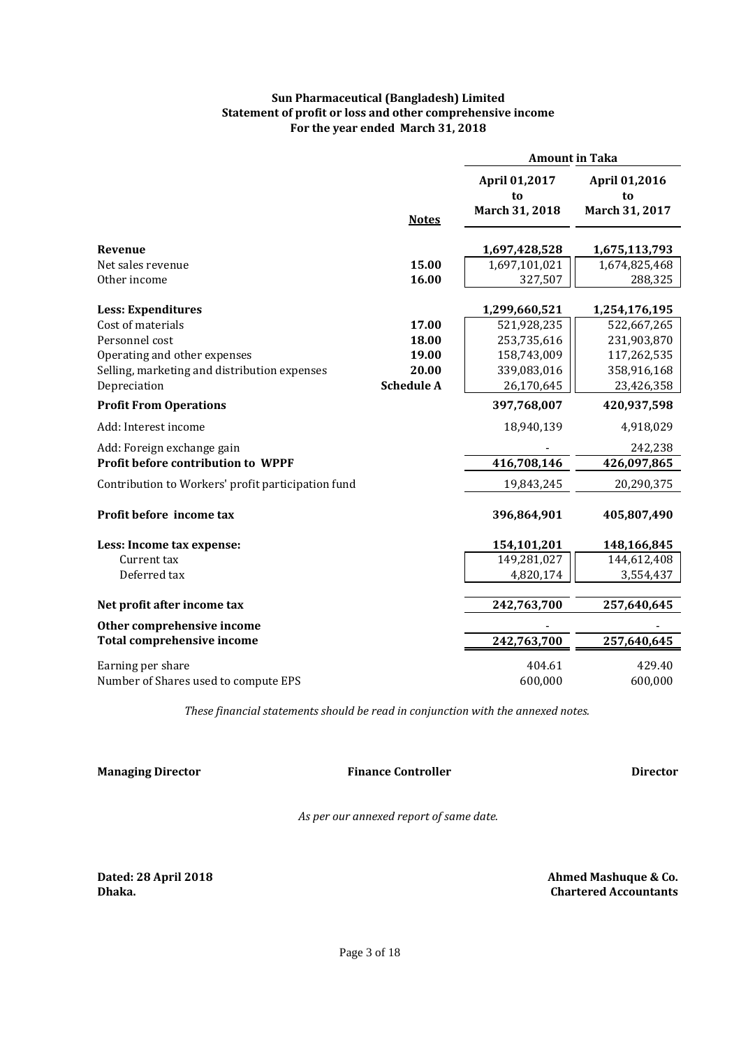# Sun Pharmaceutical (Bangladesh) Limited
## Statement of profit or loss and other comprehensive income
### For the year ended March 31, 2018

| | Notes | Amount in Taka | |
|---|---|---|---|
| | | April 01,2017 to March 31, 2018 | April 01,2016 to March 31, 2017 |
| **Revenue** | | **1,697,428,528** | **1,675,113,793** |
| Net sales revenue | **15.00** | 1,697,101,021 | 1,674,825,468 |
| Other income | **16.00** | 327,507 | 288,325 |
| **Less: Expenditures** | | **1,299,660,521** | **1,254,176,195** |
| Cost of materials | **17.00** | 521,928,235 | 522,667,265 |
| Personnel cost | **18.00** | 253,735,616 | 231,903,870 |
| Operating and other expenses | **19.00** | 158,743,009 | 117,262,535 |
| Selling, marketing and distribution expenses | **20.00** | 339,083,016 | 358,916,168 |
| Depreciation | **Schedule A** | 26,170,645 | 23,426,358 |
| **Profit From Operations** | | **397,768,007** | **420,937,598** |
| Add: Interest income | | 18,940,139 | 4,918,029 |
| Add: Foreign exchange gain | | - | 242,238 |
| **Profit before contribution to WPPF** | | **416,708,146** | **426,097,865** |
| Contribution to Workers' profit participation fund | | 19,843,245 | 20,290,375 |
| **Profit before income tax** | | **396,864,901** | **405,807,490** |
| **Less: Income tax expense:** | | **154,101,201** | **148,166,845** |
| Current tax | | 149,281,027 | 144,612,408 |
| Deferred tax | | 4,820,174 | 3,554,437 |
| **Net profit after income tax** | | **242,763,700** | **257,640,645** |
| **Other comprehensive income** | | - | - |
| **Total comprehensive income** | | **242,763,700** | **257,640,645** |
| Earning per share | | 404.61 | 429.40 |
| Number of Shares used to compute EPS | | 600,000 | 600,000 |

*These financial statements should be read in conjunction with the annexed notes.*

**Managing Director** | **Finance Controller** | **Director**

*As per our annexed report of same date.*

**Dated: 28 April 2018**
**Dhaka.**

**Ahmed Mashuque & Co.**
**Chartered Accountants**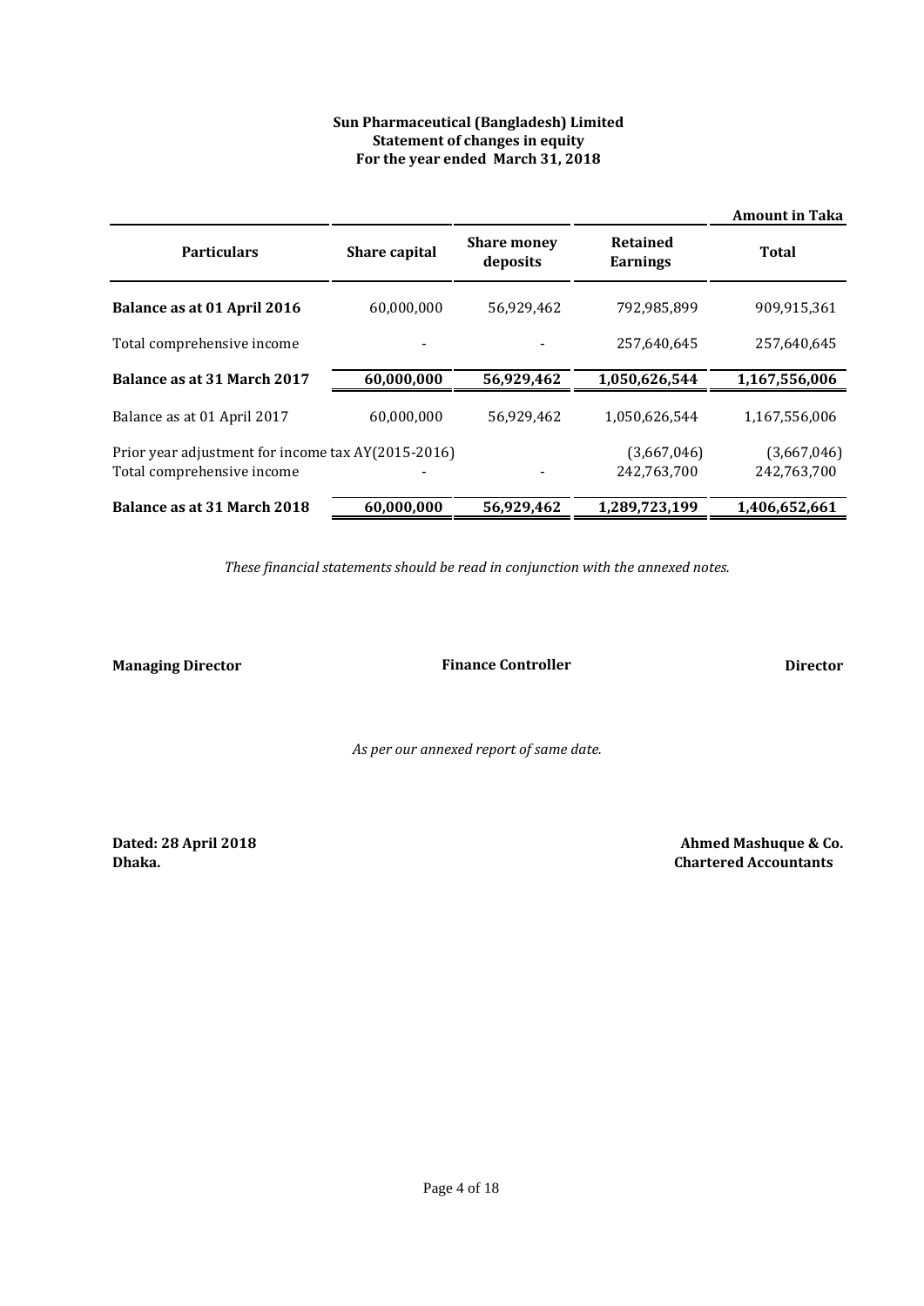**Sun Pharmaceutical (Bangladesh) Limited**
**Statement of changes in equity**
**For the year ended March 31, 2018**

**Amount in Taka**

| Particulars | Share capital | Share money deposits | Retained Earnings | Total |
|---|---|---|---|---|
| **Balance as at 01 April 2016** | 60,000,000 | 56,929,462 | 792,985,899 | 909,915,361 |
| Total comprehensive income | - | - | 257,640,645 | 257,640,645 |
| **Balance as at 31 March 2017** | **60,000,000** | **56,929,462** | **1,050,626,544** | **1,167,556,006** |
| Balance as at 01 April 2017 | 60,000,000 | 56,929,462 | 1,050,626,544 | 1,167,556,006 |
| Prior year adjustment for income tax AY(2015-2016) | | | (3,667,046) | (3,667,046) |
| Total comprehensive income | - | - | 242,763,700 | 242,763,700 |
| **Balance as at 31 March 2018** | **60,000,000** | **56,929,462** | **1,289,723,199** | **1,406,652,661** |

*These financial statements should be read in conjunction with the annexed notes.*

**Managing Director** **Finance Controller** **Director**

*As per our annexed report of same date.*

**Dated: 28 April 2018**
**Dhaka.**

**Ahmed Mashuque & Co.**
**Chartered Accountants**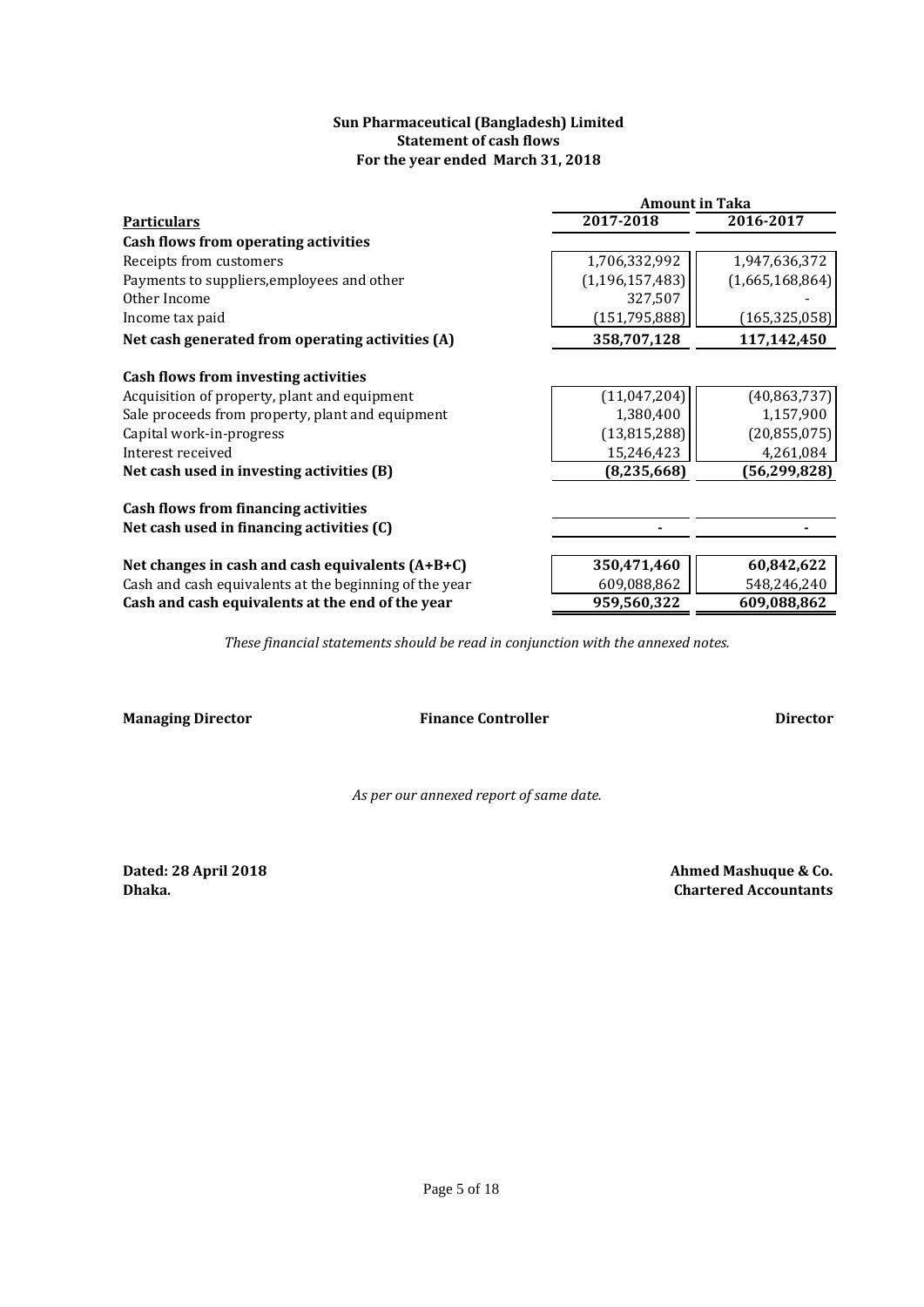**Sun Pharmaceutical (Bangladesh) Limited**
**Statement of cash flows**
**For the year ended March 31, 2018**

| Particulars | Amount in Taka | |
|---|---|---|
| | **2017-2018** | **2016-2017** |
| **Cash flows from operating activities** | | |
| Receipts from customers | 1,706,332,992 | 1,947,636,372 |
| Payments to suppliers,employees and other | (1,196,157,483) | (1,665,168,864) |
| Other Income | 327,507 | - |
| Income tax paid | (151,795,888) | (165,325,058) |
| **Net cash generated from operating activities (A)** | **358,707,128** | **117,142,450** |
| **Cash flows from investing activities** | | |
| Acquisition of property, plant and equipment | (11,047,204) | (40,863,737) |
| Sale proceeds from property, plant and equipment | 1,380,400 | 1,157,900 |
| Capital work-in-progress | (13,815,288) | (20,855,075) |
| Interest received | 15,246,423 | 4,261,084 |
| **Net cash used in investing activities (B)** | **(8,235,668)** | **(56,299,828)** |
| **Cash flows from financing activities** | | |
| **Net cash used in financing activities (C)** | **-** | **-** |
| **Net changes in cash and cash equivalents (A+B+C)** | **350,471,460** | **60,842,622** |
| Cash and cash equivalents at the beginning of the year | 609,088,862 | 548,246,240 |
| **Cash and cash equivalents at the end of the year** | **959,560,322** | **609,088,862** |

*These financial statements should be read in conjunction with the annexed notes.*

**Managing Director** **Finance Controller** **Director**

*As per our annexed report of same date.*

**Dated: 28 April 2018**
**Dhaka.**

**Ahmed Mashuque & Co.**
**Chartered Accountants**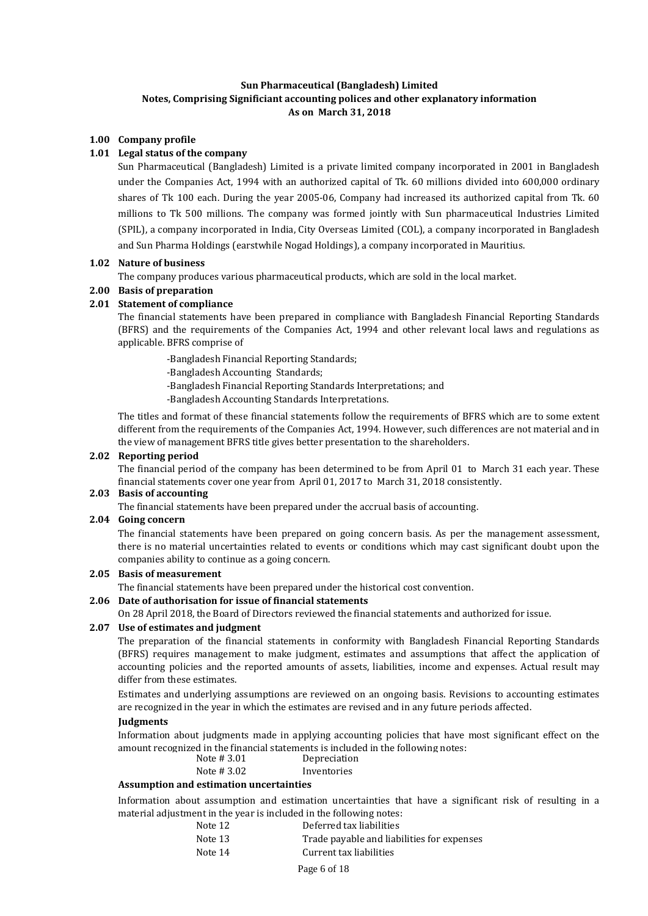**Sun Pharmaceutical (Bangladesh) Limited**
**Notes, Comprising Significiant accounting polices and other explanatory information**
**As on March 31, 2018**

## 1.00 Company profile

### 1.01 Legal status of the company

Sun Pharmaceutical (Bangladesh) Limited is a private limited company incorporated in 2001 in Bangladesh under the Companies Act, 1994 with an authorized capital of Tk. 60 millions divided into 600,000 ordinary shares of Tk 100 each. During the year 2005-06, Company had increased its authorized capital from Tk. 60 millions to Tk 500 millions. The company was formed jointly with Sun pharmaceutical Industries Limited (SPIL), a company incorporated in India, City Overseas Limited (COL), a company incorporated in Bangladesh and Sun Pharma Holdings (earstwhile Nogad Holdings), a company incorporated in Mauritius.

### 1.02 Nature of business

The company produces various pharmaceutical products, which are sold in the local market.

## 2.00 Basis of preparation

### 2.01 Statement of compliance

The financial statements have been prepared in compliance with Bangladesh Financial Reporting Standards (BFRS) and the requirements of the Companies Act, 1994 and other relevant local laws and regulations as applicable. BFRS comprise of

-Bangladesh Financial Reporting Standards;
-Bangladesh Accounting Standards;
-Bangladesh Financial Reporting Standards Interpretations; and
-Bangladesh Accounting Standards Interpretations.

The titles and format of these financial statements follow the requirements of BFRS which are to some extent different from the requirements of the Companies Act, 1994. However, such differences are not material and in the view of management BFRS title gives better presentation to the shareholders.

### 2.02 Reporting period

The financial period of the company has been determined to be from April 01 to March 31 each year. These financial statements cover one year from April 01, 2017 to March 31, 2018 consistently.

### 2.03 Basis of accounting

The financial statements have been prepared under the accrual basis of accounting.

### 2.04 Going concern

The financial statements have been prepared on going concern basis. As per the management assessment, there is no material uncertainties related to events or conditions which may cast significant doubt upon the companies ability to continue as a going concern.

### 2.05 Basis of measurement

The financial statements have been prepared under the historical cost convention.

### 2.06 Date of authorisation for issue of financial statements

On 28 April 2018, the Board of Directors reviewed the financial statements and authorized for issue.

### 2.07 Use of estimates and judgment

The preparation of the financial statements in conformity with Bangladesh Financial Reporting Standards (BFRS) requires management to make judgment, estimates and assumptions that affect the application of accounting policies and the reported amounts of assets, liabilities, income and expenses. Actual result may differ from these estimates.

Estimates and underlying assumptions are reviewed on an ongoing basis. Revisions to accounting estimates are recognized in the year in which the estimates are revised and in any future periods affected.

**Judgments**

Information about judgments made in applying accounting policies that have most significant effect on the amount recognized in the financial statements is included in the following notes:

| | |
|---|---|
| Note # 3.01 | Depreciation |
| Note # 3.02 | Inventories |

**Assumption and estimation uncertainties**

Information about assumption and estimation uncertainties that have a significant risk of resulting in a material adjustment in the year is included in the following notes:

| | |
|---|---|
| Note 12 | Deferred tax liabilities |
| Note 13 | Trade payable and liabilities for expenses |
| Note 14 | Current tax liabilities |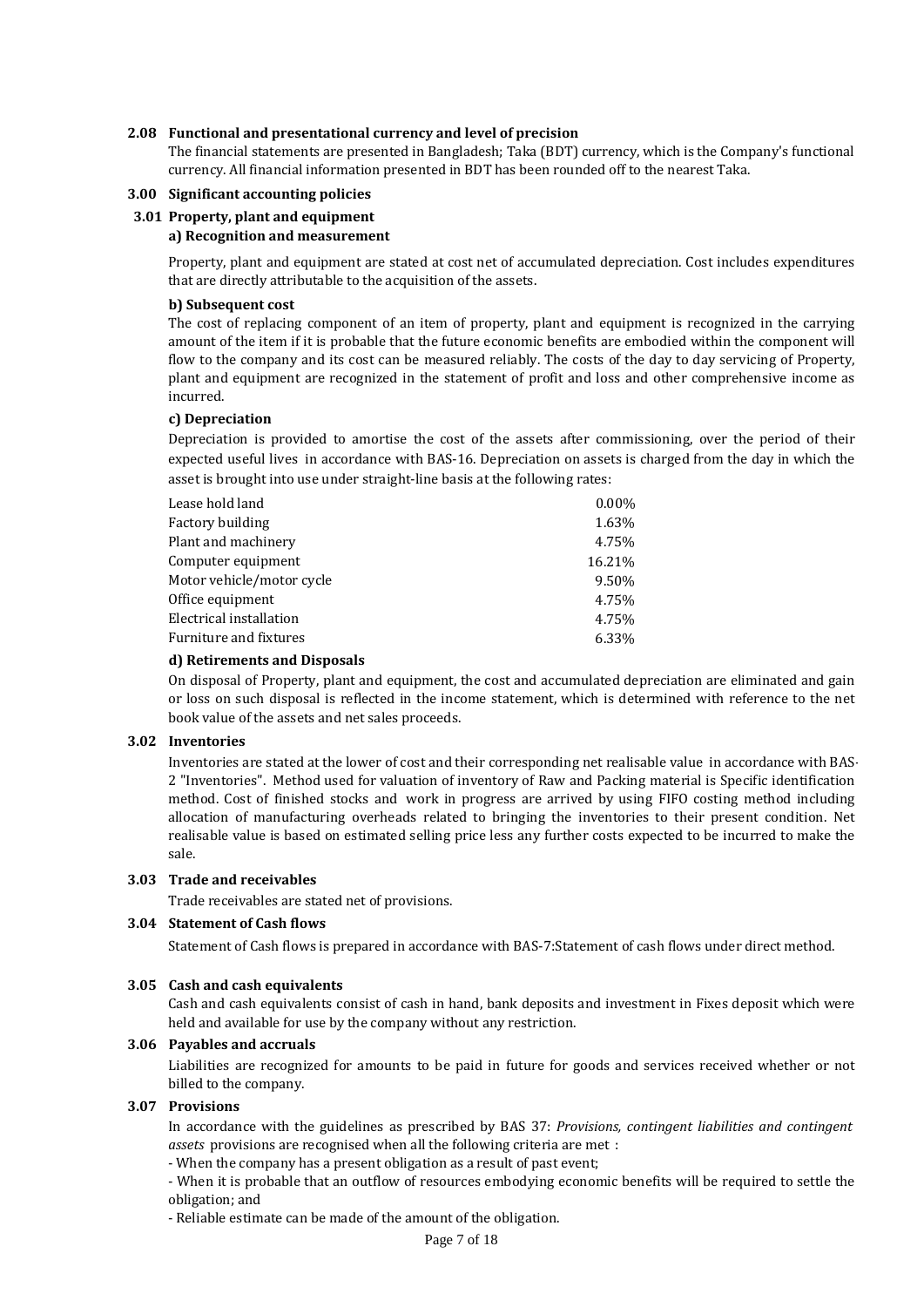### 2.08 Functional and presentational currency and level of precision

The financial statements are presented in Bangladesh; Taka (BDT) currency, which is the Company's functional currency. All financial information presented in BDT has been rounded off to the nearest Taka.

## 3.00 Significant accounting policies

### 3.01 Property, plant and equipment

**a) Recognition and measurement**

Property, plant and equipment are stated at cost net of accumulated depreciation. Cost includes expenditures that are directly attributable to the acquisition of the assets.

**b) Subsequent cost**

The cost of replacing component of an item of property, plant and equipment is recognized in the carrying amount of the item if it is probable that the future economic benefits are embodied within the component will flow to the company and its cost can be measured reliably. The costs of the day to day servicing of Property, plant and equipment are recognized in the statement of profit and loss and other comprehensive income as incurred.

**c) Depreciation**

Depreciation is provided to amortise the cost of the assets after commissioning, over the period of their expected useful lives in accordance with BAS-16. Depreciation on assets is charged from the day in which the asset is brought into use under straight-line basis at the following rates:

| Asset | Rate |
|---|---|
| Lease hold land | 0.00% |
| Factory building | 1.63% |
| Plant and machinery | 4.75% |
| Computer equipment | 16.21% |
| Motor vehicle/motor cycle | 9.50% |
| Office equipment | 4.75% |
| Electrical installation | 4.75% |
| Furniture and fixtures | 6.33% |

**d) Retirements and Disposals**

On disposal of Property, plant and equipment, the cost and accumulated depreciation are eliminated and gain or loss on such disposal is reflected in the income statement, which is determined with reference to the net book value of the assets and net sales proceeds.

### 3.02 Inventories

Inventories are stated at the lower of cost and their corresponding net realisable value in accordance with BAS-2 "Inventories". Method used for valuation of inventory of Raw and Packing material is Specific identification method. Cost of finished stocks and work in progress are arrived by using FIFO costing method including allocation of manufacturing overheads related to bringing the inventories to their present condition. Net realisable value is based on estimated selling price less any further costs expected to be incurred to make the sale.

### 3.03 Trade and receivables

Trade receivables are stated net of provisions.

### 3.04 Statement of Cash flows

Statement of Cash flows is prepared in accordance with BAS-7:Statement of cash flows under direct method.

### 3.05 Cash and cash equivalents

Cash and cash equivalents consist of cash in hand, bank deposits and investment in Fixes deposit which were held and available for use by the company without any restriction.

### 3.06 Payables and accruals

Liabilities are recognized for amounts to be paid in future for goods and services received whether or not billed to the company.

### 3.07 Provisions

In accordance with the guidelines as prescribed by BAS 37: *Provisions, contingent liabilities and contingent assets* provisions are recognised when all the following criteria are met :

- When the company has a present obligation as a result of past event;
- When it is probable that an outflow of resources embodying economic benefits will be required to settle the obligation; and
- Reliable estimate can be made of the amount of the obligation.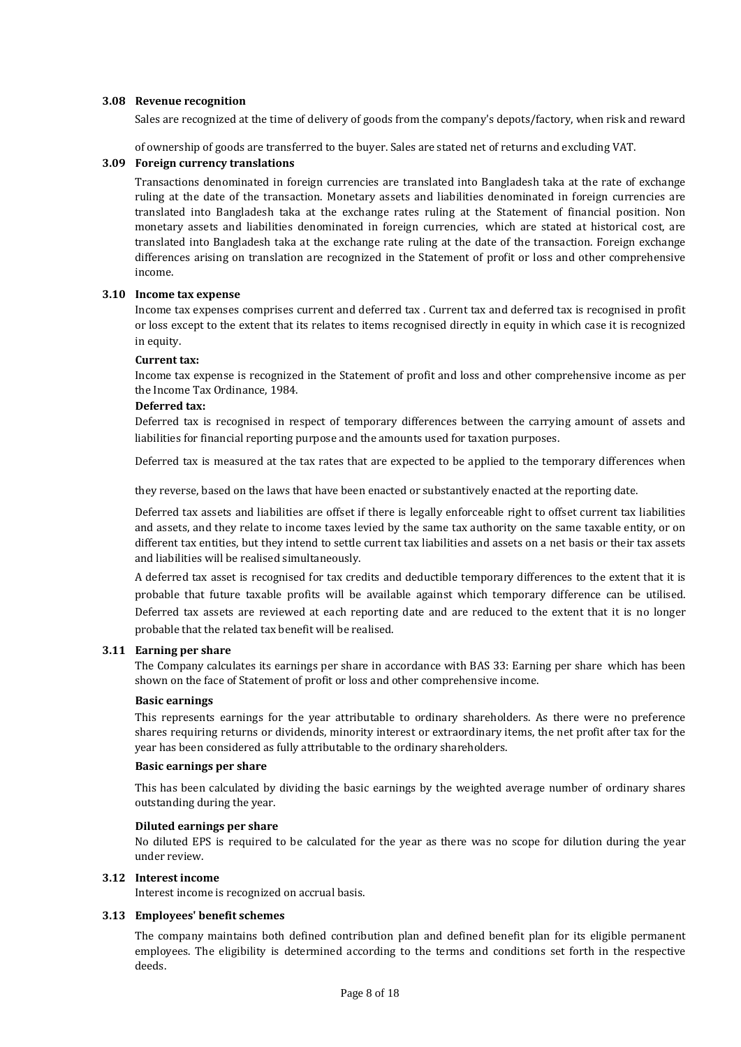### 3.08 Revenue recognition

Sales are recognized at the time of delivery of goods from the company's depots/factory, when risk and reward of ownership of goods are transferred to the buyer. Sales are stated net of returns and excluding VAT.

### 3.09 Foreign currency translations

Transactions denominated in foreign currencies are translated into Bangladesh taka at the rate of exchange ruling at the date of the transaction. Monetary assets and liabilities denominated in foreign currencies are translated into Bangladesh taka at the exchange rates ruling at the Statement of financial position. Non monetary assets and liabilities denominated in foreign currencies, which are stated at historical cost, are translated into Bangladesh taka at the exchange rate ruling at the date of the transaction. Foreign exchange differences arising on translation are recognized in the Statement of profit or loss and other comprehensive income.

### 3.10 Income tax expense

Income tax expenses comprises current and deferred tax . Current tax and deferred tax is recognised in profit or loss except to the extent that its relates to items recognised directly in equity in which case it is recognized in equity.

**Current tax:**

Income tax expense is recognized in the Statement of profit and loss and other comprehensive income as per the Income Tax Ordinance, 1984.

**Deferred tax:**

Deferred tax is recognised in respect of temporary differences between the carrying amount of assets and liabilities for financial reporting purpose and the amounts used for taxation purposes.

Deferred tax is measured at the tax rates that are expected to be applied to the temporary differences when they reverse, based on the laws that have been enacted or substantively enacted at the reporting date.

Deferred tax assets and liabilities are offset if there is legally enforceable right to offset current tax liabilities and assets, and they relate to income taxes levied by the same tax authority on the same taxable entity, or on different tax entities, but they intend to settle current tax liabilities and assets on a net basis or their tax assets and liabilities will be realised simultaneously.

A deferred tax asset is recognised for tax credits and deductible temporary differences to the extent that it is probable that future taxable profits will be available against which temporary difference can be utilised. Deferred tax assets are reviewed at each reporting date and are reduced to the extent that it is no longer probable that the related tax benefit will be realised.

### 3.11 Earning per share

The Company calculates its earnings per share in accordance with BAS 33: Earning per share which has been shown on the face of Statement of profit or loss and other comprehensive income.

**Basic earnings**

This represents earnings for the year attributable to ordinary shareholders. As there were no preference shares requiring returns or dividends, minority interest or extraordinary items, the net profit after tax for the year has been considered as fully attributable to the ordinary shareholders.

**Basic earnings per share**

This has been calculated by dividing the basic earnings by the weighted average number of ordinary shares outstanding during the year.

**Diluted earnings per share**

No diluted EPS is required to be calculated for the year as there was no scope for dilution during the year under review.

### 3.12 Interest income

Interest income is recognized on accrual basis.

### 3.13 Employees' benefit schemes

The company maintains both defined contribution plan and defined benefit plan for its eligible permanent employees. The eligibility is determined according to the terms and conditions set forth in the respective deeds.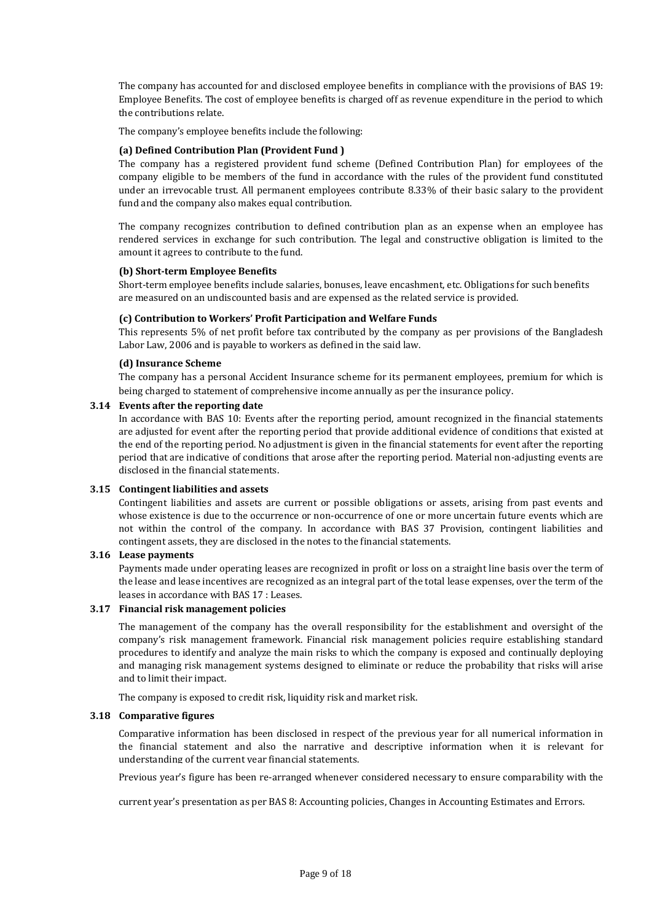The company has accounted for and disclosed employee benefits in compliance with the provisions of BAS 19: Employee Benefits. The cost of employee benefits is charged off as revenue expenditure in the period to which the contributions relate.

The company's employee benefits include the following:

**(a) Defined Contribution Plan (Provident Fund )**

The company has a registered provident fund scheme (Defined Contribution Plan) for employees of the company eligible to be members of the fund in accordance with the rules of the provident fund constituted under an irrevocable trust. All permanent employees contribute 8.33% of their basic salary to the provident fund and the company also makes equal contribution.

The company recognizes contribution to defined contribution plan as an expense when an employee has rendered services in exchange for such contribution. The legal and constructive obligation is limited to the amount it agrees to contribute to the fund.

**(b) Short-term Employee Benefits**

Short-term employee benefits include salaries, bonuses, leave encashment, etc. Obligations for such benefits are measured on an undiscounted basis and are expensed as the related service is provided.

**(c) Contribution to Workers' Profit Participation and Welfare Funds**

This represents 5% of net profit before tax contributed by the company as per provisions of the Bangladesh Labor Law, 2006 and is payable to workers as defined in the said law.

**(d) Insurance Scheme**

The company has a personal Accident Insurance scheme for its permanent employees, premium for which is being charged to statement of comprehensive income annually as per the insurance policy.

### 3.14 Events after the reporting date

In accordance with BAS 10: Events after the reporting period, amount recognized in the financial statements are adjusted for event after the reporting period that provide additional evidence of conditions that existed at the end of the reporting period. No adjustment is given in the financial statements for event after the reporting period that are indicative of conditions that arose after the reporting period. Material non-adjusting events are disclosed in the financial statements.

### 3.15 Contingent liabilities and assets

Contingent liabilities and assets are current or possible obligations or assets, arising from past events and whose existence is due to the occurrence or non-occurrence of one or more uncertain future events which are not within the control of the company. In accordance with BAS 37 Provision, contingent liabilities and contingent assets, they are disclosed in the notes to the financial statements.

### 3.16 Lease payments

Payments made under operating leases are recognized in profit or loss on a straight line basis over the term of the lease and lease incentives are recognized as an integral part of the total lease expenses, over the term of the leases in accordance with BAS 17 : Leases.

### 3.17 Financial risk management policies

The management of the company has the overall responsibility for the establishment and oversight of the company's risk management framework. Financial risk management policies require establishing standard procedures to identify and analyze the main risks to which the company is exposed and continually deploying and managing risk management systems designed to eliminate or reduce the probability that risks will arise and to limit their impact.

The company is exposed to credit risk, liquidity risk and market risk.

### 3.18 Comparative figures

Comparative information has been disclosed in respect of the previous year for all numerical information in the financial statement and also the narrative and descriptive information when it is relevant for understanding of the current year financial statements.

Previous year's figure has been re-arranged whenever considered necessary to ensure comparability with the current year's presentation as per BAS 8: Accounting policies, Changes in Accounting Estimates and Errors.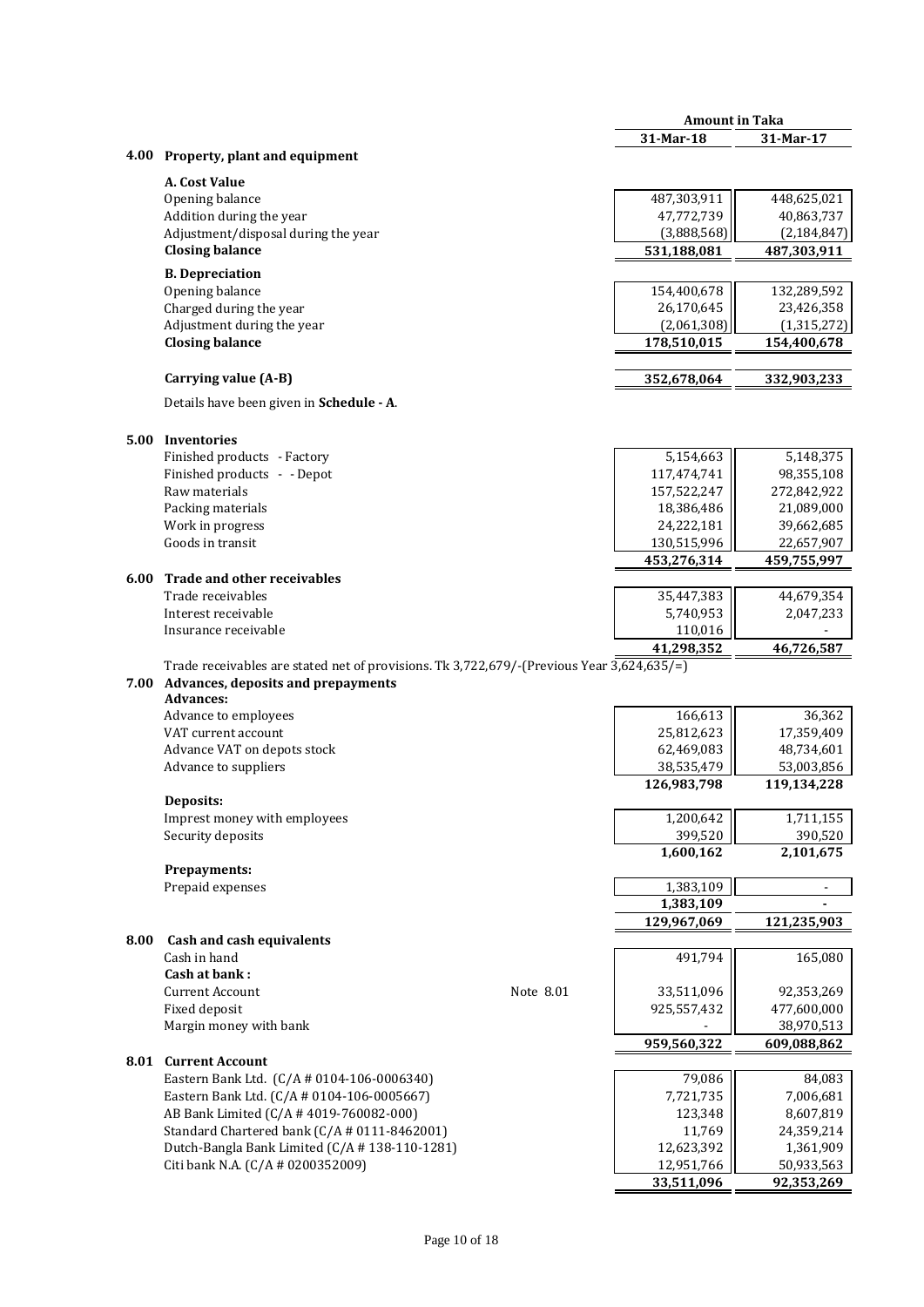| | | Amount in Taka | |
|---|---|---|---|
| | | 31-Mar-18 | 31-Mar-17 |
| **4.00** | **Property, plant and equipment** | | |
| | **A. Cost Value** | | |
| | Opening balance | 487,303,911 | 448,625,021 |
| | Addition during the year | 47,772,739 | 40,863,737 |
| | Adjustment/disposal during the year | (3,888,568) | (2,184,847) |
| | **Closing balance** | **531,188,081** | **487,303,911** |
| | **B. Depreciation** | | |
| | Opening balance | 154,400,678 | 132,289,592 |
| | Charged during the year | 26,170,645 | 23,426,358 |
| | Adjustment during the year | (2,061,308) | (1,315,272) |
| | **Closing balance** | **178,510,015** | **154,400,678** |
| | **Carrying value (A-B)** | **352,678,064** | **332,903,233** |

Details have been given in **Schedule - A**.

| | | 31-Mar-18 | 31-Mar-17 |
|---|---|---|---|
| **5.00** | **Inventories** | | |
| | Finished products - Factory | 5,154,663 | 5,148,375 |
| | Finished products - - Depot | 117,474,741 | 98,355,108 |
| | Raw materials | 157,522,247 | 272,842,922 |
| | Packing materials | 18,386,486 | 21,089,000 |
| | Work in progress | 24,222,181 | 39,662,685 |
| | Goods in transit | 130,515,996 | 22,657,907 |
| | | **453,276,314** | **459,755,997** |
| **6.00** | **Trade and other receivables** | | |
| | Trade receivables | 35,447,383 | 44,679,354 |
| | Interest receivable | 5,740,953 | 2,047,233 |
| | Insurance receivable | 110,016 | - |
| | | **41,298,352** | **46,726,587** |

Trade receivables are stated net of provisions. Tk 3,722,679/-(Previous Year 3,624,635/=)

| | | 31-Mar-18 | 31-Mar-17 |
|---|---|---|---|
| **7.00** | **Advances, deposits and prepayments** | | |
| | **Advances:** | | |
| | Advance to employees | 166,613 | 36,362 |
| | VAT current account | 25,812,623 | 17,359,409 |
| | Advance VAT on depots stock | 62,469,083 | 48,734,601 |
| | Advance to suppliers | 38,535,479 | 53,003,856 |
| | | **126,983,798** | **119,134,228** |
| | **Deposits:** | | |
| | Imprest money with employees | 1,200,642 | 1,711,155 |
| | Security deposits | 399,520 | 390,520 |
| | | **1,600,162** | **2,101,675** |
| | **Prepayments:** | | |
| | Prepaid expenses | 1,383,109 | - |
| | | **1,383,109** | **-** |
| | | **129,967,069** | **121,235,903** |

| | | | 31-Mar-18 | 31-Mar-17 |
|---|---|---|---|---|
| **8.00** | **Cash and cash equivalents** | | | |
| | Cash in hand | | 491,794 | 165,080 |
| | **Cash at bank :** | | | |
| | Current Account | Note 8.01 | 33,511,096 | 92,353,269 |
| | Fixed deposit | | 925,557,432 | 477,600,000 |
| | Margin money with bank | | - | 38,970,513 |
| | | | **959,560,322** | **609,088,862** |
| **8.01** | **Current Account** | | | |
| | Eastern Bank Ltd. (C/A # 0104-106-0006340) | | 79,086 | 84,083 |
| | Eastern Bank Ltd. (C/A # 0104-106-0005667) | | 7,721,735 | 7,006,681 |
| | AB Bank Limited (C/A # 4019-760082-000) | | 123,348 | 8,607,819 |
| | Standard Chartered bank (C/A # 0111-8462001) | | 11,769 | 24,359,214 |
| | Dutch-Bangla Bank Limited (C/A # 138-110-1281) | | 12,623,392 | 1,361,909 |
| | Citi bank N.A. (C/A # 0200352009) | | 12,951,766 | 50,933,563 |
| | | | **33,511,096** | **92,353,269** |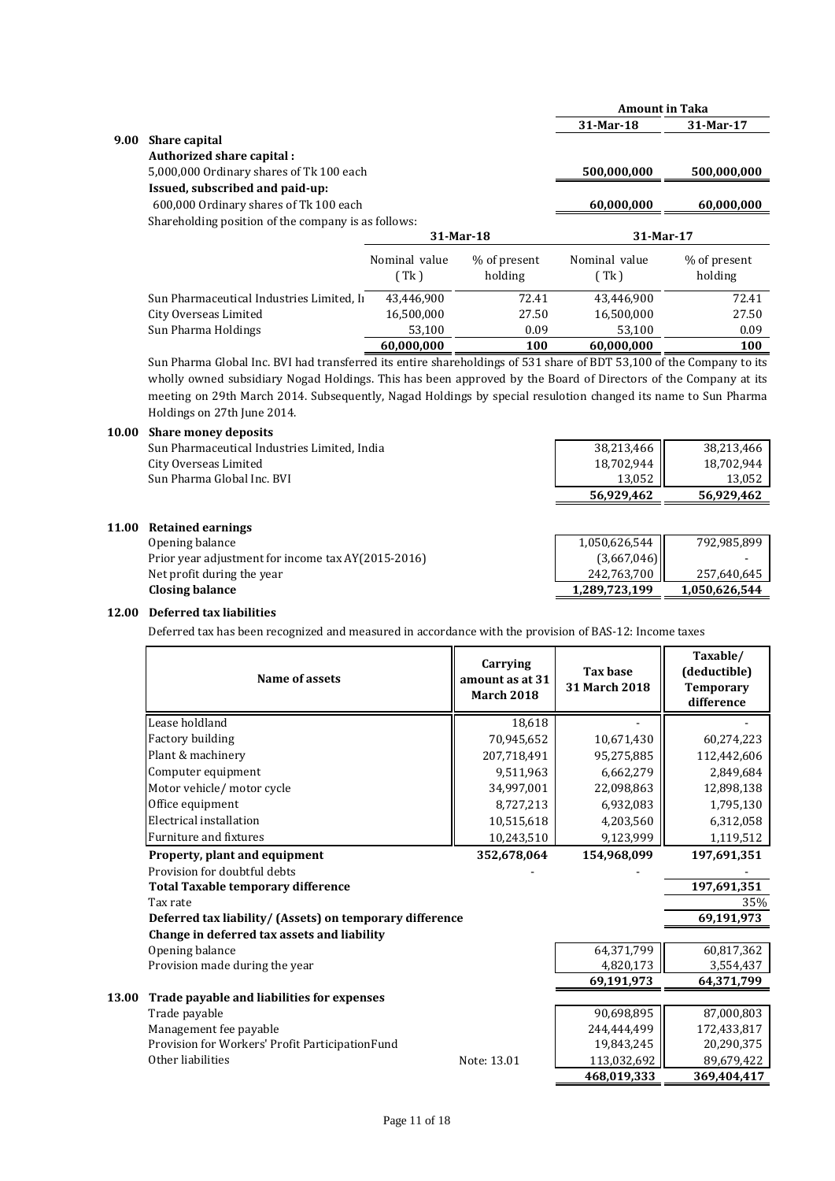| | | Amount in Taka | |
|---|---|---|---|
| | | 31-Mar-18 | 31-Mar-17 |

## 9.00 Share capital

**Authorized share capital :**

| | 31-Mar-18 | 31-Mar-17 |
|---|---|---|
| 5,000,000 Ordinary shares of Tk 100 each | **500,000,000** | **500,000,000** |
| **Issued, subscribed and paid-up:** | | |
| 600,000 Ordinary shares of Tk 100 each | **60,000,000** | **60,000,000** |

Shareholding position of the company is as follows:

| | 31-Mar-18 | | 31-Mar-17 | |
|---|---|---|---|---|
| | Nominal value ( Tk ) | % of present holding | Nominal value ( Tk ) | % of present holding |
| Sun Pharmaceutical Industries Limited, In | 43,446,900 | 72.41 | 43,446,900 | 72.41 |
| City Overseas Limited | 16,500,000 | 27.50 | 16,500,000 | 27.50 |
| Sun Pharma Holdings | 53,100 | 0.09 | 53,100 | 0.09 |
| | **60,000,000** | **100** | **60,000,000** | **100** |

Sun Pharma Global Inc. BVI had transferred its entire shareholdings of 531 share of BDT 53,100 of the Company to its wholly owned subsidiary Nogad Holdings. This has been approved by the Board of Directors of the Company at its meeting on 29th March 2014. Subsequently, Nagad Holdings by special resulotion changed its name to Sun Pharma Holdings on 27th June 2014.

## 10.00 Share money deposits

| | 31-Mar-18 | 31-Mar-17 |
|---|---|---|
| Sun Pharmaceutical Industries Limited, India | 38,213,466 | 38,213,466 |
| City Overseas Limited | 18,702,944 | 18,702,944 |
| Sun Pharma Global Inc. BVI | 13,052 | 13,052 |
| | **56,929,462** | **56,929,462** |

## 11.00 Retained earnings

| | 31-Mar-18 | 31-Mar-17 |
|---|---|---|
| Opening balance | 1,050,626,544 | 792,985,899 |
| Prior year adjustment for income tax AY(2015-2016) | (3,667,046) | - |
| Net profit during the year | 242,763,700 | 257,640,645 |
| **Closing balance** | **1,289,723,199** | **1,050,626,544** |

## 12.00 Deferred tax liabilities

Deferred tax has been recognized and measured in accordance with the provision of BAS-12: Income taxes

| Name of assets | Carrying amount as at 31 March 2018 | Tax base 31 March 2018 | Taxable/ (deductible) Temporary difference |
|---|---|---|---|
| Lease holdland | 18,618 | - | - |
| Factory building | 70,945,652 | 10,671,430 | 60,274,223 |
| Plant & machinery | 207,718,491 | 95,275,885 | 112,442,606 |
| Computer equipment | 9,511,963 | 6,662,279 | 2,849,684 |
| Motor vehicle/ motor cycle | 34,997,001 | 22,098,863 | 12,898,138 |
| Office equipment | 8,727,213 | 6,932,083 | 1,795,130 |
| Electrical installation | 10,515,618 | 4,203,560 | 6,312,058 |
| Furniture and fixtures | 10,243,510 | 9,123,999 | 1,119,512 |
| **Property, plant and equipment** | **352,678,064** | **154,968,099** | **197,691,351** |
| Provision for doubtful debts | - | - | - |
| **Total Taxable temporary difference** | | | **197,691,351** |
| Tax rate | | | 35% |
| **Deferred tax liability/ (Assets) on temporary difference** | | | **69,191,973** |

**Change in deferred tax assets and liability**

| | 31-Mar-18 | 31-Mar-17 |
|---|---|---|
| Opening balance | 64,371,799 | 60,817,362 |
| Provision made during the year | 4,820,173 | 3,554,437 |
| | **69,191,973** | **64,371,799** |

## 13.00 Trade payable and liabilities for expenses

| | | 31-Mar-18 | 31-Mar-17 |
|---|---|---|---|
| Trade payable | | 90,698,895 | 87,000,803 |
| Management fee payable | | 244,444,499 | 172,433,817 |
| Provision for Workers' Profit ParticipationFund | | 19,843,245 | 20,290,375 |
| Other liabilities | Note: 13.01 | 113,032,692 | 89,679,422 |
| | | **468,019,333** | **369,404,417** |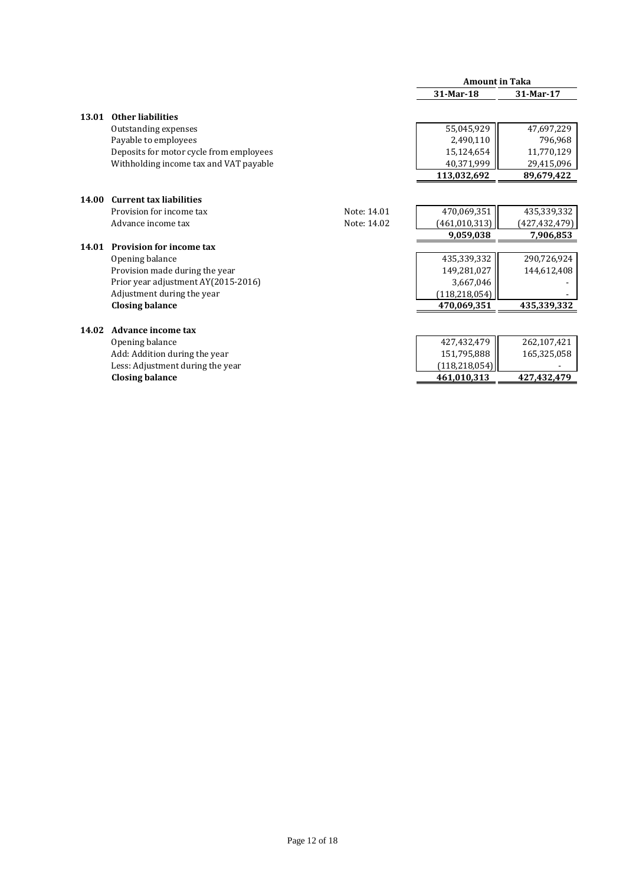| | | | Amount in Taka | |
|---|---|---|---|---|
| | | | 31-Mar-18 | 31-Mar-17 |
| **13.01** | **Other liabilities** | | | |
| | Outstanding expenses | | 55,045,929 | 47,697,229 |
| | Payable to employees | | 2,490,110 | 796,968 |
| | Deposits for motor cycle from employees | | 15,124,654 | 11,770,129 |
| | Withholding income tax and VAT payable | | 40,371,999 | 29,415,096 |
| | | | **113,032,692** | **89,679,422** |
| **14.00** | **Current tax liabilities** | | | |
| | Provision for income tax | Note: 14.01 | 470,069,351 | 435,339,332 |
| | Advance income tax | Note: 14.02 | (461,010,313) | (427,432,479) |
| | | | **9,059,038** | **7,906,853** |
| **14.01** | **Provision for income tax** | | | |
| | Opening balance | | 435,339,332 | 290,726,924 |
| | Provision made during the year | | 149,281,027 | 144,612,408 |
| | Prior year adjustment AY(2015-2016) | | 3,667,046 | - |
| | Adjustment during the year | | (118,218,054) | - |
| | **Closing balance** | | **470,069,351** | **435,339,332** |
| **14.02** | **Advance income tax** | | | |
| | Opening balance | | 427,432,479 | 262,107,421 |
| | Add: Addition during the year | | 151,795,888 | 165,325,058 |
| | Less: Adjustment during the year | | (118,218,054) | - |
| | **Closing balance** | | **461,010,313** | **427,432,479** |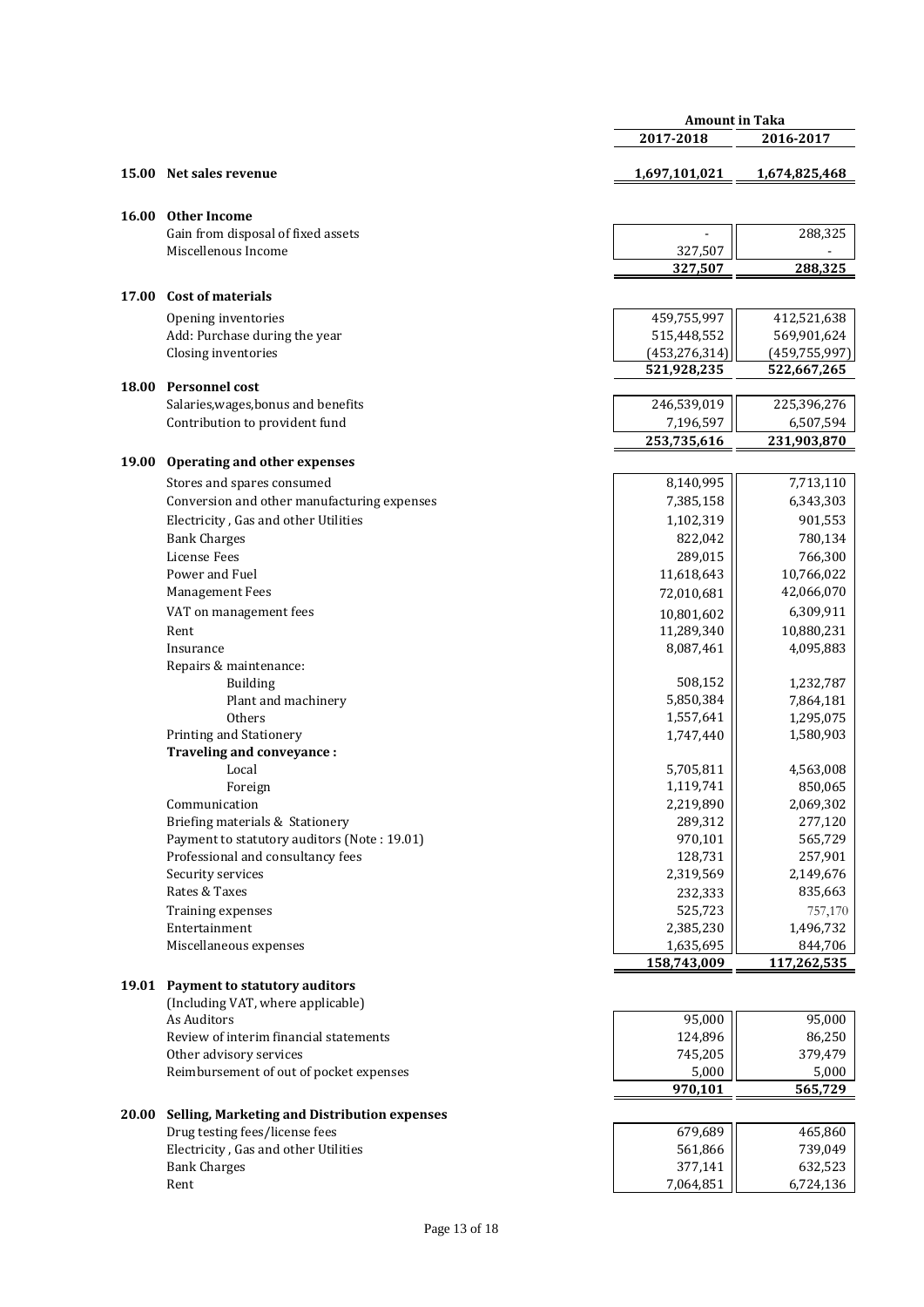| | | Amount in Taka | |
|---|---|---|---|
| | | 2017-2018 | 2016-2017 |
| **15.00** | **Net sales revenue** | **1,697,101,021** | **1,674,825,468** |
| | | | |
| **16.00** | **Other Income** | | |
| | Gain from disposal of fixed assets | - | 288,325 |
| | Miscellenous Income | 327,507 | - |
| | | **327,507** | **288,325** |
| | | | |
| **17.00** | **Cost of materials** | | |
| | Opening inventories | 459,755,997 | 412,521,638 |
| | Add: Purchase during the year | 515,448,552 | 569,901,624 |
| | Closing inventories | (453,276,314) | (459,755,997) |
| | | **521,928,235** | **522,667,265** |
| **18.00** | **Personnel cost** | | |
| | Salaries,wages,bonus and benefits | 246,539,019 | 225,396,276 |
| | Contribution to provident fund | 7,196,597 | 6,507,594 |
| | | **253,735,616** | **231,903,870** |
| **19.00** | **Operating and other expenses** | | |
| | Stores and spares consumed | 8,140,995 | 7,713,110 |
| | Conversion and other manufacturing expenses | 7,385,158 | 6,343,303 |
| | Electricity , Gas and other Utilities | 1,102,319 | 901,553 |
| | Bank Charges | 822,042 | 780,134 |
| | License Fees | 289,015 | 766,300 |
| | Power and Fuel | 11,618,643 | 10,766,022 |
| | Management Fees | 72,010,681 | 42,066,070 |
| | VAT on management fees | 10,801,602 | 6,309,911 |
| | Rent | 11,289,340 | 10,880,231 |
| | Insurance | 8,087,461 | 4,095,883 |
| | Repairs & maintenance: | | |
| | Building | 508,152 | 1,232,787 |
| | Plant and machinery | 5,850,384 | 7,864,181 |
| | Others | 1,557,641 | 1,295,075 |
| | Printing and Stationery | 1,747,440 | 1,580,903 |
| | **Traveling and conveyance :** | | |
| | Local | 5,705,811 | 4,563,008 |
| | Foreign | 1,119,741 | 850,065 |
| | Communication | 2,219,890 | 2,069,302 |
| | Briefing materials & Stationery | 289,312 | 277,120 |
| | Payment to statutory auditors (Note : 19.01) | 970,101 | 565,729 |
| | Professional and consultancy fees | 128,731 | 257,901 |
| | Security services | 2,319,569 | 2,149,676 |
| | Rates & Taxes | 232,333 | 835,663 |
| | Training expenses | 525,723 | 757,170 |
| | Entertainment | 2,385,230 | 1,496,732 |
| | Miscellaneous expenses | 1,635,695 | 844,706 |
| | | **158,743,009** | **117,262,535** |
| | | | |
| **19.01** | **Payment to statutory auditors** | | |
| | (Including VAT, where applicable) | | |
| | As Auditors | 95,000 | 95,000 |
| | Review of interim financial statements | 124,896 | 86,250 |
| | Other advisory services | 745,205 | 379,479 |
| | Reimbursement of out of pocket expenses | 5,000 | 5,000 |
| | | **970,101** | **565,729** |
| | | | |
| **20.00** | **Selling, Marketing and Distribution expenses** | | |
| | Drug testing fees/license fees | 679,689 | 465,860 |
| | Electricity , Gas and other Utilities | 561,866 | 739,049 |
| | Bank Charges | 377,141 | 632,523 |
| | Rent | 7,064,851 | 6,724,136 |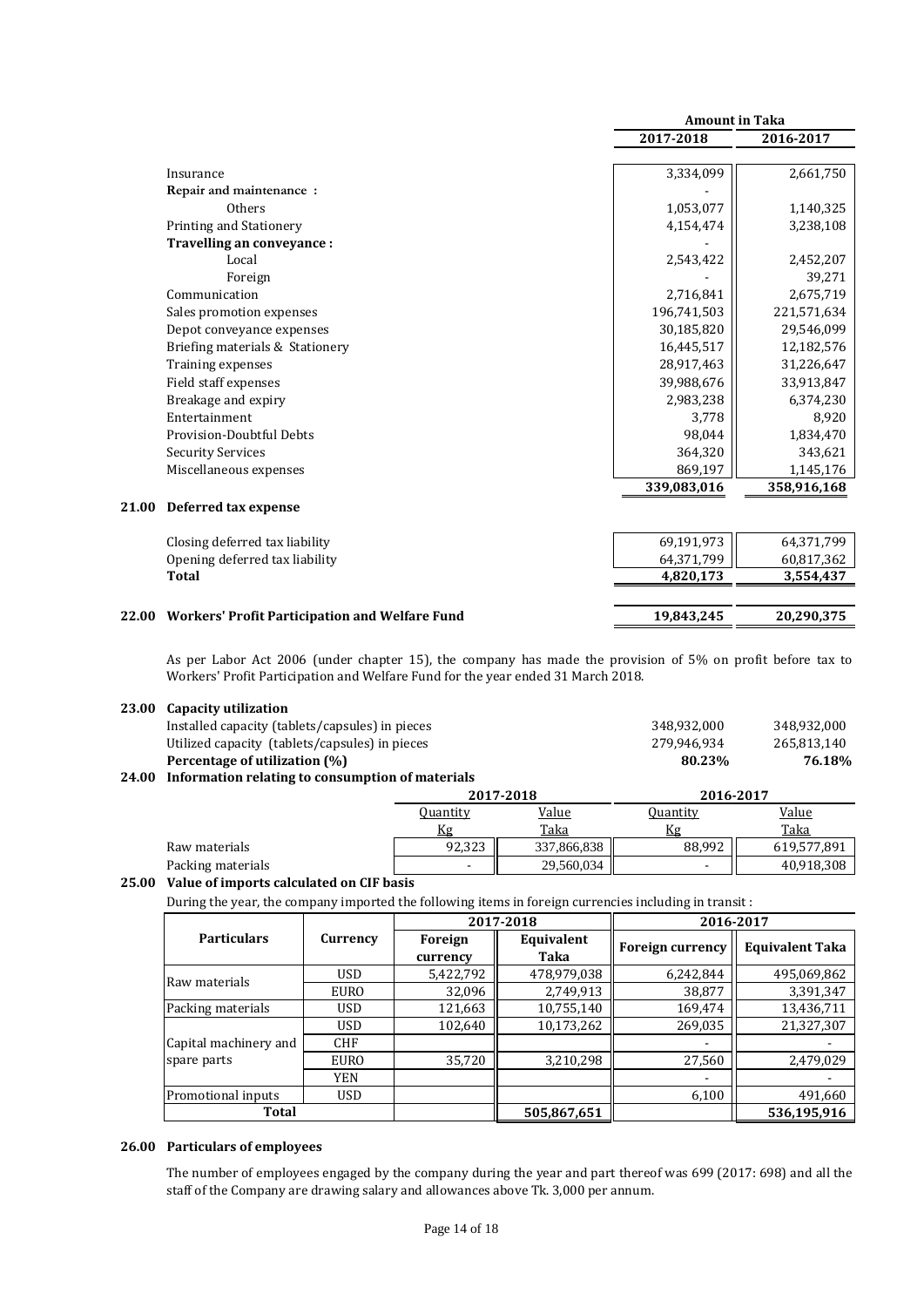| | Amount in Taka | |
|---|---|---|
| | 2017-2018 | 2016-2017 |
| Insurance | 3,334,099 | 2,661,750 |
| **Repair and maintenance :** | - | |
| Others | 1,053,077 | 1,140,325 |
| Printing and Stationery | 4,154,474 | 3,238,108 |
| **Travelling an conveyance :** | - | |
| Local | 2,543,422 | 2,452,207 |
| Foreign | - | 39,271 |
| Communication | 2,716,841 | 2,675,719 |
| Sales promotion expenses | 196,741,503 | 221,571,634 |
| Depot conveyance expenses | 30,185,820 | 29,546,099 |
| Briefing materials & Stationery | 16,445,517 | 12,182,576 |
| Training expenses | 28,917,463 | 31,226,647 |
| Field staff expenses | 39,988,676 | 33,913,847 |
| Breakage and expiry | 2,983,238 | 6,374,230 |
| Entertainment | 3,778 | 8,920 |
| Provision-Doubtful Debts | 98,044 | 1,834,470 |
| Security Services | 364,320 | 343,621 |
| Miscellaneous expenses | 869,197 | 1,145,176 |
| | **339,083,016** | **358,916,168** |

## 21.00 Deferred tax expense

| | 2017-2018 | 2016-2017 |
|---|---|---|
| Closing deferred tax liability | 69,191,973 | 64,371,799 |
| Opening deferred tax liability | 64,371,799 | 60,817,362 |
| **Total** | **4,820,173** | **3,554,437** |

## 22.00 Workers' Profit Participation and Welfare Fund

| | 2017-2018 | 2016-2017 |
|---|---|---|
| **Workers' Profit Participation and Welfare Fund** | **19,843,245** | **20,290,375** |

As per Labor Act 2006 (under chapter 15), the company has made the provision of 5% on profit before tax to Workers' Profit Participation and Welfare Fund for the year ended 31 March 2018.

## 23.00 Capacity utilization

| | 2017-2018 | 2016-2017 |
|---|---|---|
| Installed capacity (tablets/capsules) in pieces | 348,932,000 | 348,932,000 |
| Utilized capacity (tablets/capsules) in pieces | 279,946,934 | 265,813,140 |
| **Percentage of utilization (%)** | **80.23%** | **76.18%** |

## 24.00 Information relating to consumption of materials

| | 2017-2018 | | 2016-2017 | |
|---|---|---|---|---|
| | Quantity Kg | Value Taka | Quantity Kg | Value Taka |
| Raw materials | 92,323 | 337,866,838 | 88,992 | 619,577,891 |
| Packing materials | - | 29,560,034 | - | 40,918,308 |

## 25.00 Value of imports calculated on CIF basis

During the year, the company imported the following items in foreign currencies including in transit :

| Particulars | Currency | 2017-2018 | | 2016-2017 | |
|---|---|---|---|---|---|
| | | Foreign currency | Equivalent Taka | Foreign currency | Equivalent Taka |
| Raw materials | USD | 5,422,792 | 478,979,038 | 6,242,844 | 495,069,862 |
| | EURO | 32,096 | 2,749,913 | 38,877 | 3,391,347 |
| Packing materials | USD | 121,663 | 10,755,140 | 169,474 | 13,436,711 |
| Capital machinery and spare parts | USD | 102,640 | 10,173,262 | 269,035 | 21,327,307 |
| | CHF | | | - | - |
| | EURO | 35,720 | 3,210,298 | 27,560 | 2,479,029 |
| | YEN | | | - | - |
| Promotional inputs | USD | | | 6,100 | 491,660 |
| **Total** | | | **505,867,651** | | **536,195,916** |

## 26.00 Particulars of employees

The number of employees engaged by the company during the year and part thereof was 699 (2017: 698) and all the staff of the Company are drawing salary and allowances above Tk. 3,000 per annum.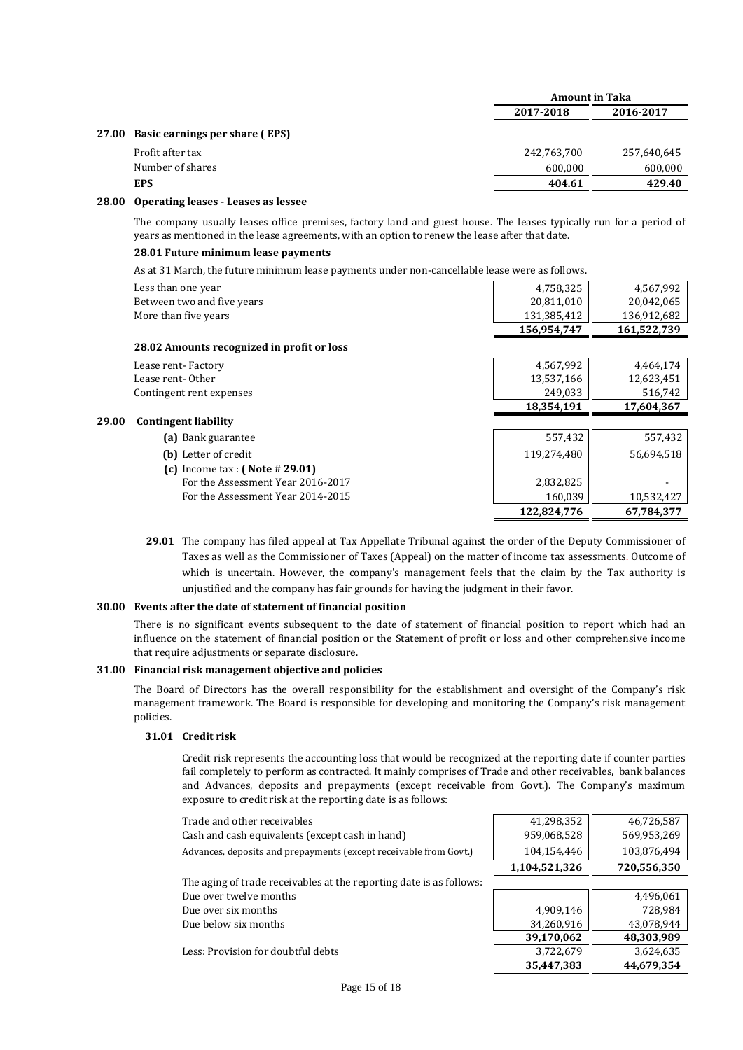| | Amount in Taka | |
|---|---|---|
| | **2017-2018** | **2016-2017** |

## 27.00 Basic earnings per share ( EPS)

| | 2017-2018 | 2016-2017 |
|---|---|---|
| Profit after tax | 242,763,700 | 257,640,645 |
| Number of shares | 600,000 | 600,000 |
| **EPS** | **404.61** | **429.40** |

## 28.00 Operating leases - Leases as lessee

The company usually leases office premises, factory land and guest house. The leases typically run for a period of years as mentioned in the lease agreements, with an option to renew the lease after that date.

### 28.01 Future minimum lease payments

As at 31 March, the future minimum lease payments under non-cancellable lease were as follows.

| | 2017-2018 | 2016-2017 |
|---|---|---|
| Less than one year | 4,758,325 | 4,567,992 |
| Between two and five years | 20,811,010 | 20,042,065 |
| More than five years | 131,385,412 | 136,912,682 |
| | **156,954,747** | **161,522,739** |

### 28.02 Amounts recognized in profit or loss

| | 2017-2018 | 2016-2017 |
|---|---|---|
| Lease rent- Factory | 4,567,992 | 4,464,174 |
| Lease rent- Other | 13,537,166 | 12,623,451 |
| Contingent rent expenses | 249,033 | 516,742 |
| | **18,354,191** | **17,604,367** |

## 29.00 Contingent liability

| | 2017-2018 | 2016-2017 |
|---|---|---|
| **(a)** Bank guarantee | 557,432 | 557,432 |
| **(b)** Letter of credit | 119,274,480 | 56,694,518 |
| **(c)** Income tax : **( Note # 29.01)** | | |
| For the Assessment Year 2016-2017 | 2,832,825 | - |
| For the Assessment Year 2014-2015 | 160,039 | 10,532,427 |
| | **122,824,776** | **67,784,377** |

**29.01** The company has filed appeal at Tax Appellate Tribunal against the order of the Deputy Commissioner of Taxes as well as the Commissioner of Taxes (Appeal) on the matter of income tax assessments. Outcome of which is uncertain. However, the company's management feels that the claim by the Tax authority is unjustified and the company has fair grounds for having the judgment in their favor.

## 30.00 Events after the date of statement of financial position

There is no significant events subsequent to the date of statement of financial position to report which had an influence on the statement of financial position or the Statement of profit or loss and other comprehensive income that require adjustments or separate disclosure.

## 31.00 Financial risk management objective and policies

The Board of Directors has the overall responsibility for the establishment and oversight of the Company's risk management framework. The Board is responsible for developing and monitoring the Company's risk management policies.

### 31.01 Credit risk

Credit risk represents the accounting loss that would be recognized at the reporting date if counter parties fail completely to perform as contracted. It mainly comprises of Trade and other receivables, bank balances and Advances, deposits and prepayments (except receivable from Govt.). The Company's maximum exposure to credit risk at the reporting date is as follows:

| | 2017-2018 | 2016-2017 |
|---|---|---|
| Trade and other receivables | 41,298,352 | 46,726,587 |
| Cash and cash equivalents (except cash in hand) | 959,068,528 | 569,953,269 |
| Advances, deposits and prepayments (except receivable from Govt.) | 104,154,446 | 103,876,494 |
| | **1,104,521,326** | **720,556,350** |

The aging of trade receivables at the reporting date is as follows:

| | 2017-2018 | 2016-2017 |
|---|---|---|
| Due over twelve months | | 4,496,061 |
| Due over six months | 4,909,146 | 728,984 |
| Due below six months | 34,260,916 | 43,078,944 |
| | **39,170,062** | **48,303,989** |
| Less: Provision for doubtful debts | 3,722,679 | 3,624,635 |
| | **35,447,383** | **44,679,354** |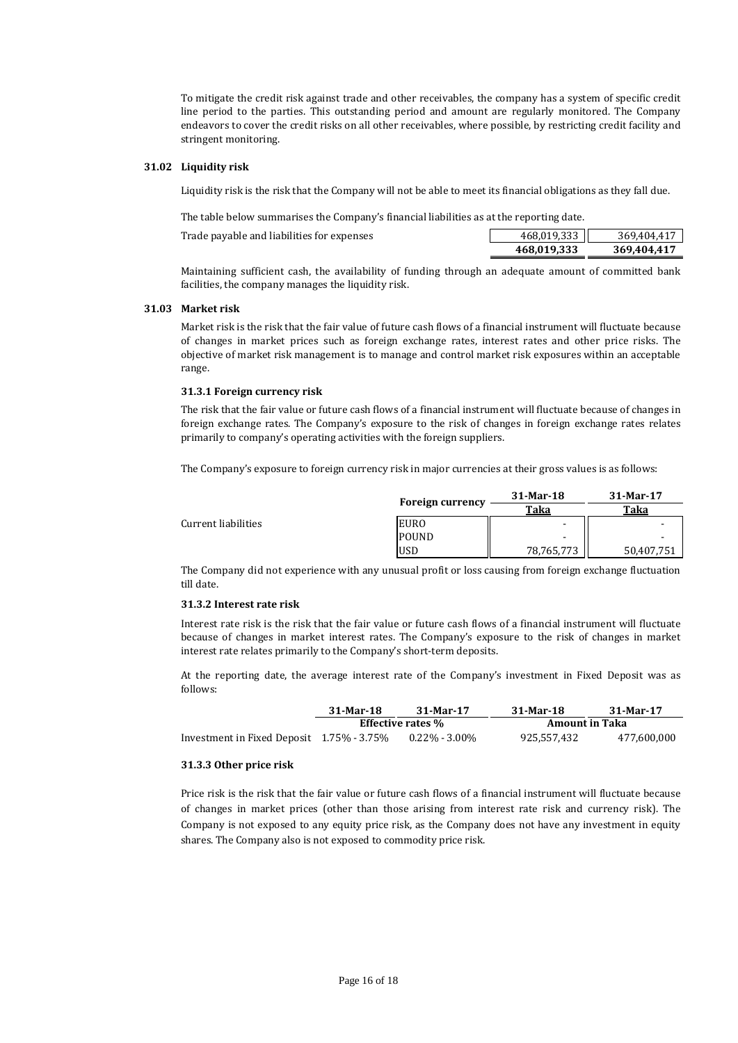To mitigate the credit risk against trade and other receivables, the company has a system of specific credit line period to the parties. This outstanding period and amount are regularly monitored. The Company endeavors to cover the credit risks on all other receivables, where possible, by restricting credit facility and stringent monitoring.

### 31.02 Liquidity risk

Liquidity risk is the risk that the Company will not be able to meet its financial obligations as they fall due.

The table below summarises the Company's financial liabilities as at the reporting date.

| | | |
|---|---|---|
| Trade payable and liabilities for expenses | 468,019,333 | 369,404,417 |
| | **468,019,333** | **369,404,417** |

Maintaining sufficient cash, the availability of funding through an adequate amount of committed bank facilities, the company manages the liquidity risk.

### 31.03 Market risk

Market risk is the risk that the fair value of future cash flows of a financial instrument will fluctuate because of changes in market prices such as foreign exchange rates, interest rates and other price risks. The objective of market risk management is to manage and control market risk exposures within an acceptable range.

#### 31.3.1 Foreign currency risk

The risk that the fair value or future cash flows of a financial instrument will fluctuate because of changes in foreign exchange rates. The Company's exposure to the risk of changes in foreign exchange rates relates primarily to company's operating activities with the foreign suppliers.

The Company's exposure to foreign currency risk in major currencies at their gross values is as follows:

| | Foreign currency | 31-Mar-18 | 31-Mar-17 |
|---|---|---|---|
| | | Taka | Taka |
| Current liabilities | EURO | - | - |
| | POUND | - | - |
| | USD | 78,765,773 | 50,407,751 |

The Company did not experience with any unusual profit or loss causing from foreign exchange fluctuation till date.

#### 31.3.2 Interest rate risk

Interest rate risk is the risk that the fair value or future cash flows of a financial instrument will fluctuate because of changes in market interest rates. The Company's exposure to the risk of changes in market interest rate relates primarily to the Company's short-term deposits.

At the reporting date, the average interest rate of the Company's investment in Fixed Deposit was as follows:

| | 31-Mar-18 | 31-Mar-17 | 31-Mar-18 | 31-Mar-17 |
|---|---|---|---|---|
| | Effective rates % | | Amount in Taka | |
| Investment in Fixed Deposit | 1.75% - 3.75% | 0.22% - 3.00% | 925,557,432 | 477,600,000 |

#### 31.3.3 Other price risk

Price risk is the risk that the fair value or future cash flows of a financial instrument will fluctuate because of changes in market prices (other than those arising from interest rate risk and currency risk). The Company is not exposed to any equity price risk, as the Company does not have any investment in equity shares. The Company also is not exposed to commodity price risk.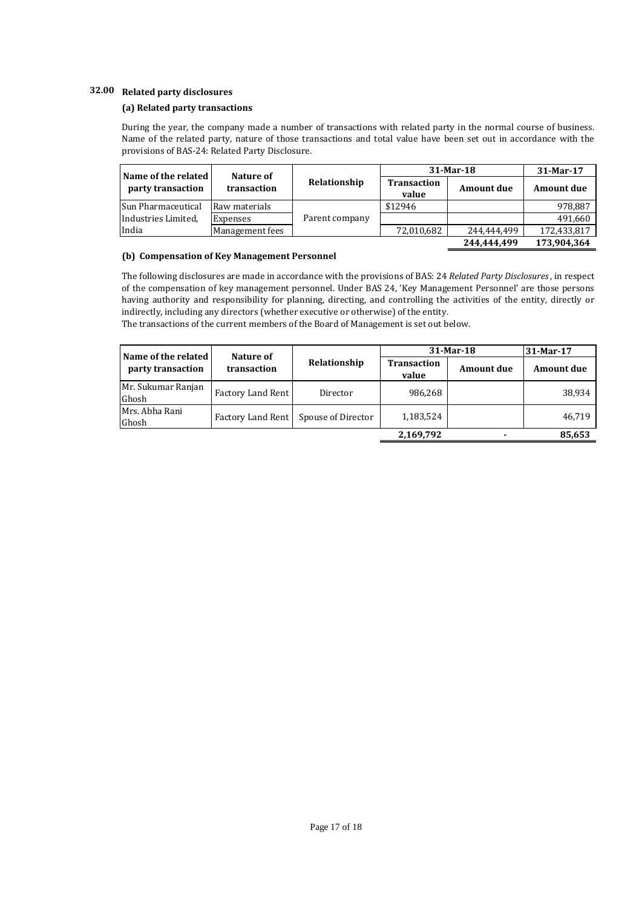## 32.00 Related party disclosures

### (a) Related party transactions

During the year, the company made a number of transactions with related party in the normal course of business. Name of the related party, nature of those transactions and total value have been set out in accordance with the provisions of BAS-24: Related Party Disclosure.

| Name of the related party transaction | Nature of transaction | Relationship | 31-Mar-18 | | 31-Mar-17 |
|---|---|---|---|---|---|
| | | | Transaction value | Amount due | Amount due |
| Sun Pharmaceutical Industries Limited, India | Raw materials | Parent company | $12946 | | 978,887 |
| | Expenses | | | | 491,660 |
| | Management fees | | 72,010,682 | 244,444,499 | 172,433,817 |
| | | | | 244,444,499 | 173,904,364 |

### (b) Compensation of Key Management Personnel

The following disclosures are made in accordance with the provisions of BAS: 24 *Related Party Disclosures*, in respect of the compensation of key management personnel. Under BAS 24, 'Key Management Personnel' are those persons having authority and responsibility for planning, directing, and controlling the activities of the entity, directly or indirectly, including any directors (whether executive or otherwise) of the entity.
The transactions of the current members of the Board of Management is set out below.

| Name of the related party transaction | Nature of transaction | Relationship | 31-Mar-18 | | 31-Mar-17 |
|---|---|---|---|---|---|
| | | | Transaction value | Amount due | Amount due |
| Mr. Sukumar Ranjan Ghosh | Factory Land Rent | Director | 986,268 | | 38,934 |
| Mrs. Abha Rani Ghosh | Factory Land Rent | Spouse of Director | 1,183,524 | | 46,719 |
| | | | 2,169,792 | - | 85,653 |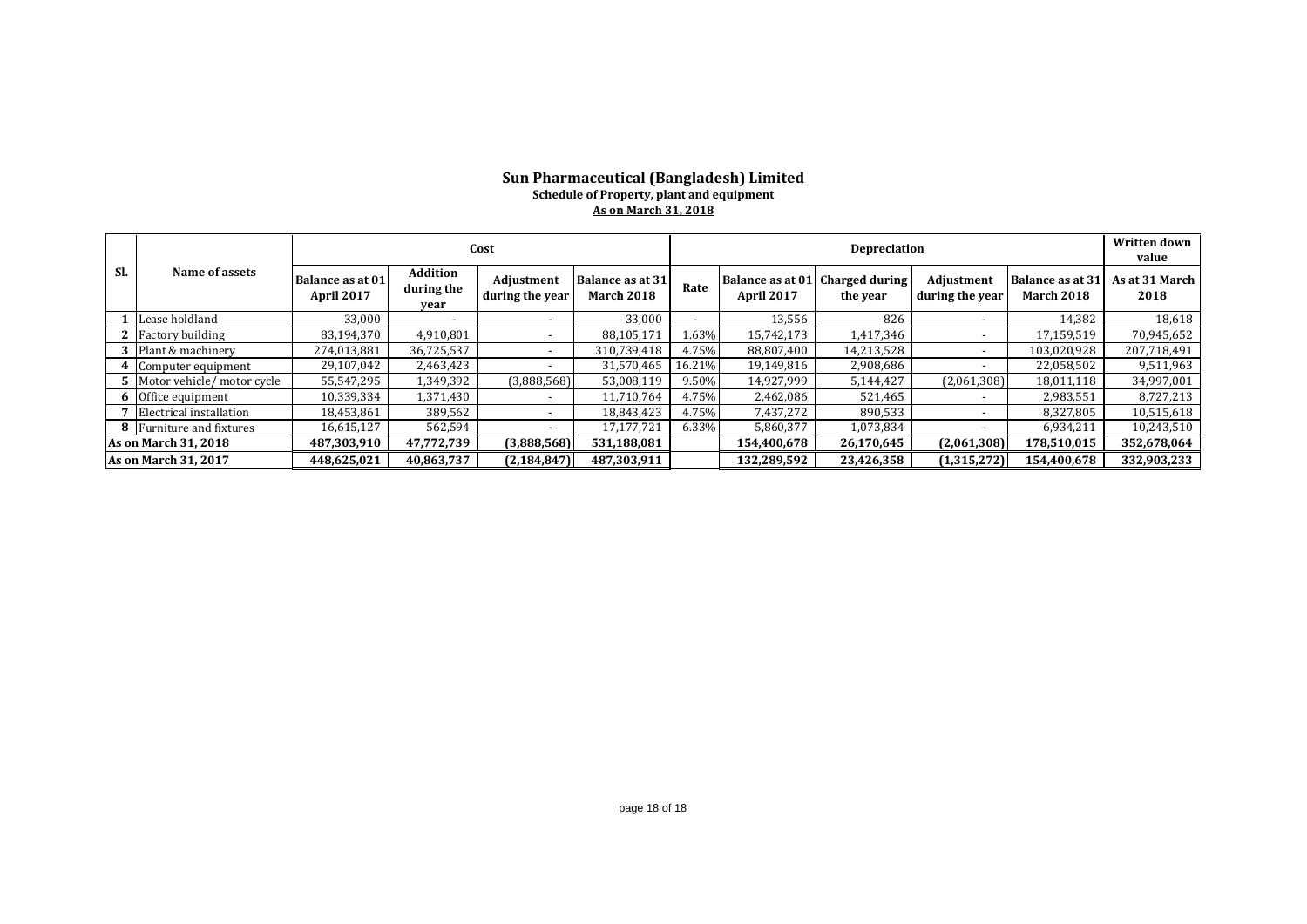# Sun Pharmaceutical (Bangladesh) Limited

**Schedule of Property, plant and equipment**

**As on March 31, 2018**

| Sl. | Name of assets | Cost | | | | Depreciation | | | | | Written down value |
|---|---|---|---|---|---|---|---|---|---|---|---|
| | | Balance as at 01 April 2017 | Addition during the year | Adjustment during the year | Balance as at 31 March 2018 | Rate | Balance as at 01 April 2017 | Charged during the year | Adjustment during the year | Balance as at 31 March 2018 | As at 31 March 2018 |
| 1 | Lease holdland | 33,000 | - | - | 33,000 | - | 13,556 | 826 | - | 14,382 | 18,618 |
| 2 | Factory building | 83,194,370 | 4,910,801 | - | 88,105,171 | 1.63% | 15,742,173 | 1,417,346 | - | 17,159,519 | 70,945,652 |
| 3 | Plant & machinery | 274,013,881 | 36,725,537 | - | 310,739,418 | 4.75% | 88,807,400 | 14,213,528 | - | 103,020,928 | 207,718,491 |
| 4 | Computer equipment | 29,107,042 | 2,463,423 | - | 31,570,465 | 16.21% | 19,149,816 | 2,908,686 | - | 22,058,502 | 9,511,963 |
| 5 | Motor vehicle/ motor cycle | 55,547,295 | 1,349,392 | (3,888,568) | 53,008,119 | 9.50% | 14,927,999 | 5,144,427 | (2,061,308) | 18,011,118 | 34,997,001 |
| 6 | Office equipment | 10,339,334 | 1,371,430 | - | 11,710,764 | 4.75% | 2,462,086 | 521,465 | - | 2,983,551 | 8,727,213 |
| 7 | Electrical installation | 18,453,861 | 389,562 | - | 18,843,423 | 4.75% | 7,437,272 | 890,533 | - | 8,327,805 | 10,515,618 |
| 8 | Furniture and fixtures | 16,615,127 | 562,594 | - | 17,177,721 | 6.33% | 5,860,377 | 1,073,834 | - | 6,934,211 | 10,243,510 |
| **As on March 31, 2018** | | **487,303,910** | **47,772,739** | **(3,888,568)** | **531,188,081** | | **154,400,678** | **26,170,645** | **(2,061,308)** | **178,510,015** | **352,678,064** |
| **As on March 31, 2017** | | **448,625,021** | **40,863,737** | **(2,184,847)** | **487,303,911** | | **132,289,592** | **23,426,358** | **(1,315,272)** | **154,400,678** | **332,903,233** |